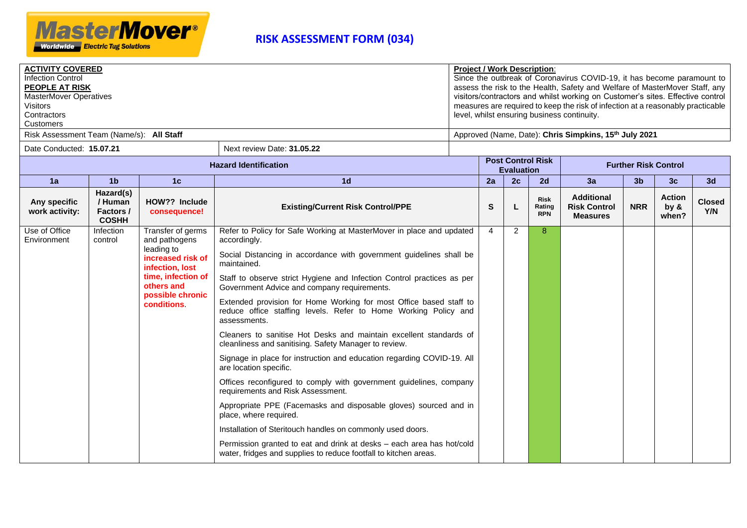MasterMover® Worldwide Electric Tug Solutions

# RISK ASSESSMENT FORM (034)

| | |
|---|---|
| **ACTIVITY COVERED**<br>Infection Control<br>**PEOPLE AT RISK**<br>MasterMover Operatives<br>Visitors<br>Contractors<br>Customers | **Project / Work Description**:<br>Since the outbreak of Coronavirus COVID-19, it has become paramount to assess the risk to the Health, Safety and Welfare of MasterMover Staff, any visitors/contractors and whilst working on Customer's sites. Effective control measures are required to keep the risk of infection at a reasonably practicable level, whilst ensuring business continuity. |
| Risk Assessment Team (Name/s): **All Staff** | Approved (Name, Date): **Chris Simpkins, 15th July 2021** |
| Date Conducted: **15.07.21** — Next review Date: **31.05.22** | |

| Hazard Identification | | | | Post Control Risk Evaluation | | | Further Risk Control | | | |
|---|---|---|---|---|---|---|---|---|---|---|
| 1a | 1b | 1c | 1d | 2a | 2c | 2d | 3a | 3b | 3c | 3d |
| **Any specific work activity:** | **Hazard(s) / Human Factors / COSHH** | **HOW?? Include consequence!** | **Existing/Current Risk Control/PPE** | **S** | **L** | **Risk Rating RPN** | **Additional Risk Control Measures** | **NRR** | **Action by & when?** | **Closed Y/N** |
| Use of Office Environment | Infection control | Transfer of germs and pathogens leading to **increased risk of infection, lost time, infection of others and possible chronic conditions**. | Refer to Policy for Safe Working at MasterMover in place and updated accordingly.<br><br>Social Distancing in accordance with government guidelines shall be maintained.<br><br>Staff to observe strict Hygiene and Infection Control practices as per Government Advice and company requirements.<br><br>Extended provision for Home Working for most Office based staff to reduce office staffing levels. Refer to Home Working Policy and assessments.<br><br>Cleaners to sanitise Hot Desks and maintain excellent standards of cleanliness and sanitising. Safety Manager to review.<br><br>Signage in place for instruction and education regarding COVID-19. All are location specific.<br><br>Offices reconfigured to comply with government guidelines, company requirements and Risk Assessment.<br><br>Appropriate PPE (Facemasks and disposable gloves) sourced and in place, where required.<br><br>Installation of Steritouch handles on commonly used doors.<br><br>Permission granted to eat and drink at desks – each area has hot/cold water, fridges and supplies to reduce footfall to kitchen areas. | 4 | 2 | 8 | | | | |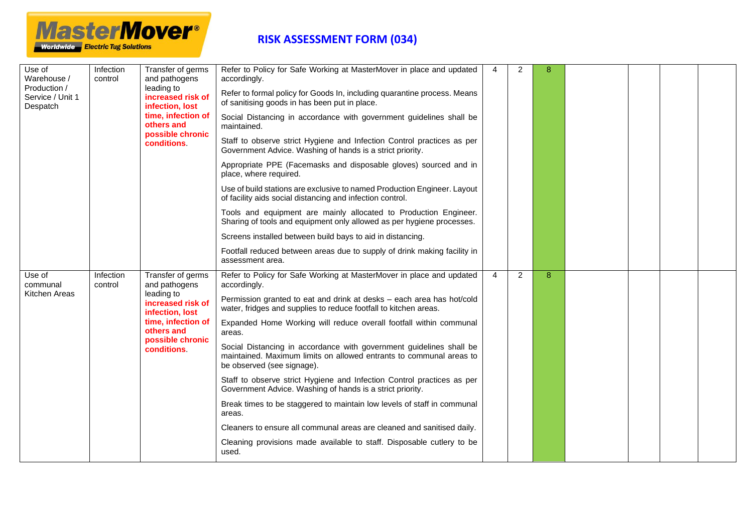# RISK ASSESSMENT FORM (034)

| | | | | | | | | | | |
|---|---|---|---|---|---|---|---|---|---|---|
| Use of Warehouse / Production / Service / Unit 1 Despatch | Infection control | Transfer of germs and pathogens leading to **increased risk of infection, lost time, infection of others and possible chronic conditions**. | Refer to Policy for Safe Working at MasterMover in place and updated accordingly.<br><br>Refer to formal policy for Goods In, including quarantine process. Means of sanitising goods in has been put in place.<br><br>Social Distancing in accordance with government guidelines shall be maintained.<br><br>Staff to observe strict Hygiene and Infection Control practices as per Government Advice. Washing of hands is a strict priority.<br><br>Appropriate PPE (Facemasks and disposable gloves) sourced and in place, where required.<br><br>Use of build stations are exclusive to named Production Engineer. Layout of facility aids social distancing and infection control.<br><br>Tools and equipment are mainly allocated to Production Engineer. Sharing of tools and equipment only allowed as per hygiene processes.<br><br>Screens installed between build bays to aid in distancing.<br><br>Footfall reduced between areas due to supply of drink making facility in assessment area. | 4 | 2 | 8 | | | | |
| Use of communal Kitchen Areas | Infection control | Transfer of germs and pathogens leading to **increased risk of infection, lost time, infection of others and possible chronic conditions**. | Refer to Policy for Safe Working at MasterMover in place and updated accordingly.<br><br>Permission granted to eat and drink at desks – each area has hot/cold water, fridges and supplies to reduce footfall to kitchen areas.<br><br>Expanded Home Working will reduce overall footfall within communal areas.<br><br>Social Distancing in accordance with government guidelines shall be maintained. Maximum limits on allowed entrants to communal areas to be observed (see signage).<br><br>Staff to observe strict Hygiene and Infection Control practices as per Government Advice. Washing of hands is a strict priority.<br><br>Break times to be staggered to maintain low levels of staff in communal areas.<br><br>Cleaners to ensure all communal areas are cleaned and sanitised daily.<br><br>Cleaning provisions made available to staff. Disposable cutlery to be used. | 4 | 2 | 8 | | | | |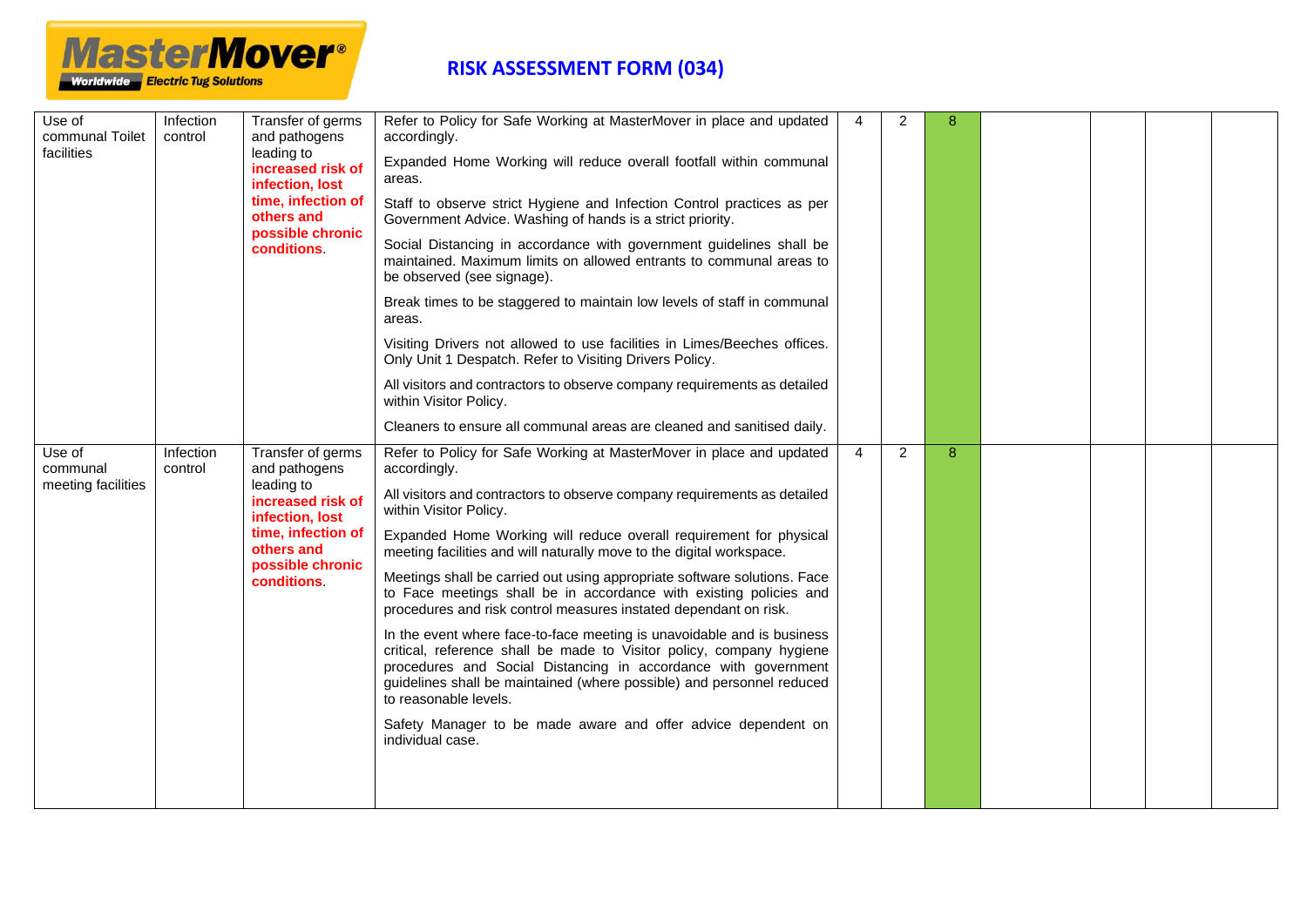# RISK ASSESSMENT FORM (034)

| | | | | | | | | | | |
|---|---|---|---|---|---|---|---|---|---|---|
| Use of communal Toilet facilities | Infection control | Transfer of germs and pathogens leading to **increased risk of infection, lost time, infection of others and possible chronic conditions**. | Refer to Policy for Safe Working at MasterMover in place and updated accordingly.<br><br>Expanded Home Working will reduce overall footfall within communal areas.<br><br>Staff to observe strict Hygiene and Infection Control practices as per Government Advice. Washing of hands is a strict priority.<br><br>Social Distancing in accordance with government guidelines shall be maintained. Maximum limits on allowed entrants to communal areas to be observed (see signage).<br><br>Break times to be staggered to maintain low levels of staff in communal areas.<br><br>Visiting Drivers not allowed to use facilities in Limes/Beeches offices. Only Unit 1 Despatch. Refer to Visiting Drivers Policy.<br><br>All visitors and contractors to observe company requirements as detailed within Visitor Policy.<br><br>Cleaners to ensure all communal areas are cleaned and sanitised daily. | 4 | 2 | 8 | | | | |
| Use of communal meeting facilities | Infection control | Transfer of germs and pathogens leading to **increased risk of infection, lost time, infection of others and possible chronic conditions**. | Refer to Policy for Safe Working at MasterMover in place and updated accordingly.<br><br>All visitors and contractors to observe company requirements as detailed within Visitor Policy.<br><br>Expanded Home Working will reduce overall requirement for physical meeting facilities and will naturally move to the digital workspace.<br><br>Meetings shall be carried out using appropriate software solutions. Face to Face meetings shall be in accordance with existing policies and procedures and risk control measures instated dependant on risk.<br><br>In the event where face-to-face meeting is unavoidable and is business critical, reference shall be made to Visitor policy, company hygiene procedures and Social Distancing in accordance with government guidelines shall be maintained (where possible) and personnel reduced to reasonable levels.<br><br>Safety Manager to be made aware and offer advice dependent on individual case. | 4 | 2 | 8 | | | | |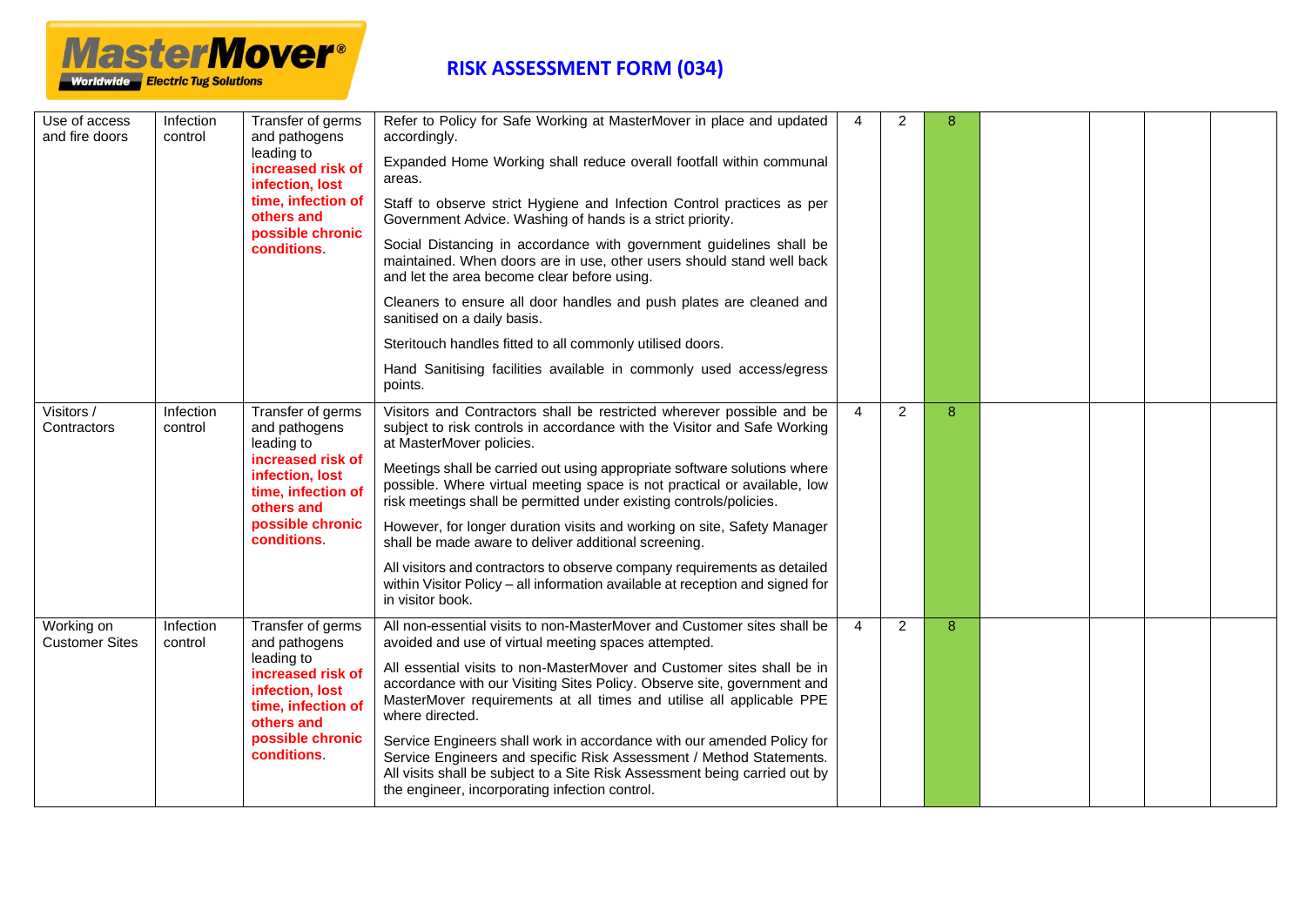**RISK ASSESSMENT FORM (034)**

| | | | | | | | | | | |
|---|---|---|---|---|---|---|---|---|---|---|
| Use of access and fire doors | Infection control | Transfer of germs and pathogens leading to **increased risk of infection, lost time, infection of others and possible chronic conditions**. | Refer to Policy for Safe Working at MasterMover in place and updated accordingly.<br><br>Expanded Home Working shall reduce overall footfall within communal areas.<br><br>Staff to observe strict Hygiene and Infection Control practices as per Government Advice. Washing of hands is a strict priority.<br><br>Social Distancing in accordance with government guidelines shall be maintained. When doors are in use, other users should stand well back and let the area become clear before using.<br><br>Cleaners to ensure all door handles and push plates are cleaned and sanitised on a daily basis.<br><br>Steritouch handles fitted to all commonly utilised doors.<br><br>Hand Sanitising facilities available in commonly used access/egress points. | 4 | 2 | 8 | | | | |
| Visitors / Contractors | Infection control | Transfer of germs and pathogens leading to **increased risk of infection, lost time, infection of others and possible chronic conditions**. | Visitors and Contractors shall be restricted wherever possible and be subject to risk controls in accordance with the Visitor and Safe Working at MasterMover policies.<br><br>Meetings shall be carried out using appropriate software solutions where possible. Where virtual meeting space is not practical or available, low risk meetings shall be permitted under existing controls/policies.<br><br>However, for longer duration visits and working on site, Safety Manager shall be made aware to deliver additional screening.<br><br>All visitors and contractors to observe company requirements as detailed within Visitor Policy – all information available at reception and signed for in visitor book. | 4 | 2 | 8 | | | | |
| Working on Customer Sites | Infection control | Transfer of germs and pathogens leading to **increased risk of infection, lost time, infection of others and possible chronic conditions**. | All non-essential visits to non-MasterMover and Customer sites shall be avoided and use of virtual meeting spaces attempted.<br><br>All essential visits to non-MasterMover and Customer sites shall be in accordance with our Visiting Sites Policy. Observe site, government and MasterMover requirements at all times and utilise all applicable PPE where directed.<br><br>Service Engineers shall work in accordance with our amended Policy for Service Engineers and specific Risk Assessment / Method Statements. All visits shall be subject to a Site Risk Assessment being carried out by the engineer, incorporating infection control. | 4 | 2 | 8 | | | | |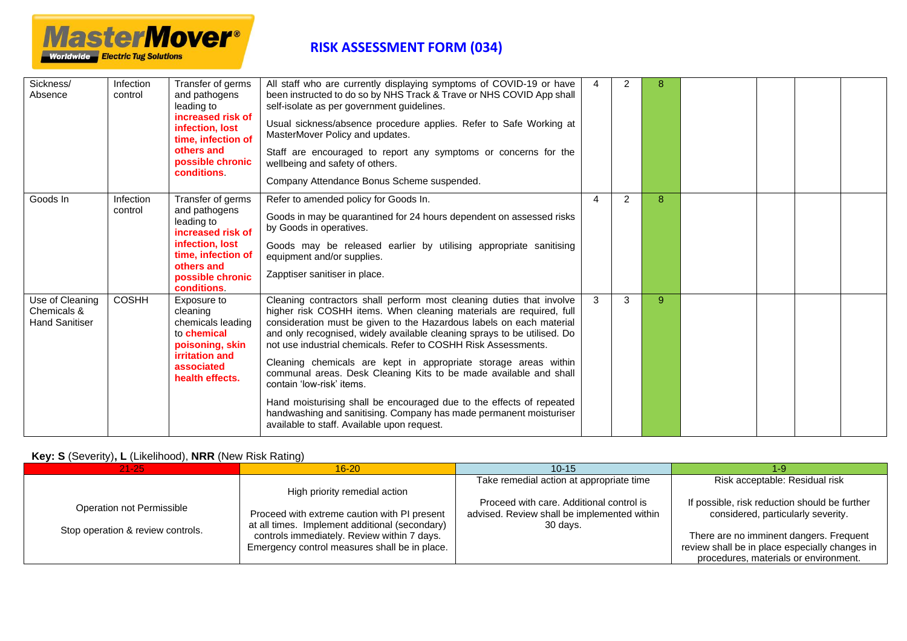# RISK ASSESSMENT FORM (034)

| | | | | | | | | | | |
|---|---|---|---|---|---|---|---|---|---|---|
| Sickness/ Absence | Infection control | Transfer of germs and pathogens leading to **increased risk of infection, lost time, infection of others and possible chronic conditions**. | All staff who are currently displaying symptoms of COVID-19 or have been instructed to do so by NHS Track & Trave or NHS COVID App shall self-isolate as per government guidelines.<br><br>Usual sickness/absence procedure applies. Refer to Safe Working at MasterMover Policy and updates.<br><br>Staff are encouraged to report any symptoms or concerns for the wellbeing and safety of others.<br><br>Company Attendance Bonus Scheme suspended. | 4 | 2 | 8 | | | | |
| Goods In | Infection control | Transfer of germs and pathogens leading to **increased risk of infection, lost time, infection of others and possible chronic conditions**. | Refer to amended policy for Goods In.<br><br>Goods in may be quarantined for 24 hours dependent on assessed risks by Goods in operatives.<br><br>Goods may be released earlier by utilising appropriate sanitising equipment and/or supplies.<br><br>Zapptiser sanitiser in place. | 4 | 2 | 8 | | | | |
| Use of Cleaning Chemicals & Hand Sanitiser | COSHH | Exposure to cleaning chemicals leading to **chemical poisoning, skin irritation and associated health effects.** | Cleaning contractors shall perform most cleaning duties that involve higher risk COSHH items. When cleaning materials are required, full consideration must be given to the Hazardous labels on each material and only recognised, widely available cleaning sprays to be utilised. Do not use industrial chemicals. Refer to COSHH Risk Assessments.<br><br>Cleaning chemicals are kept in appropriate storage areas within communal areas. Desk Cleaning Kits to be made available and shall contain 'low-risk' items.<br><br>Hand moisturising shall be encouraged due to the effects of repeated handwashing and sanitising. Company has made permanent moisturiser available to staff. Available upon request. | 3 | 3 | 9 | | | | |

**Key: S** (Severity)**, L** (Likelihood), **NRR** (New Risk Rating)

| 21-25 | 16-20 | 10-15 | 1-9 |
|---|---|---|---|
| Operation not Permissible<br><br>Stop operation & review controls. | High priority remedial action<br><br>Proceed with extreme caution with PI present at all times. Implement additional (secondary) controls immediately. Review within 7 days. Emergency control measures shall be in place. | Take remedial action at appropriate time<br><br>Proceed with care. Additional control is advised. Review shall be implemented within 30 days. | Risk acceptable: Residual risk<br><br>If possible, risk reduction should be further considered, particularly severity.<br><br>There are no imminent dangers. Frequent review shall be in place especially changes in procedures, materials or environment. |